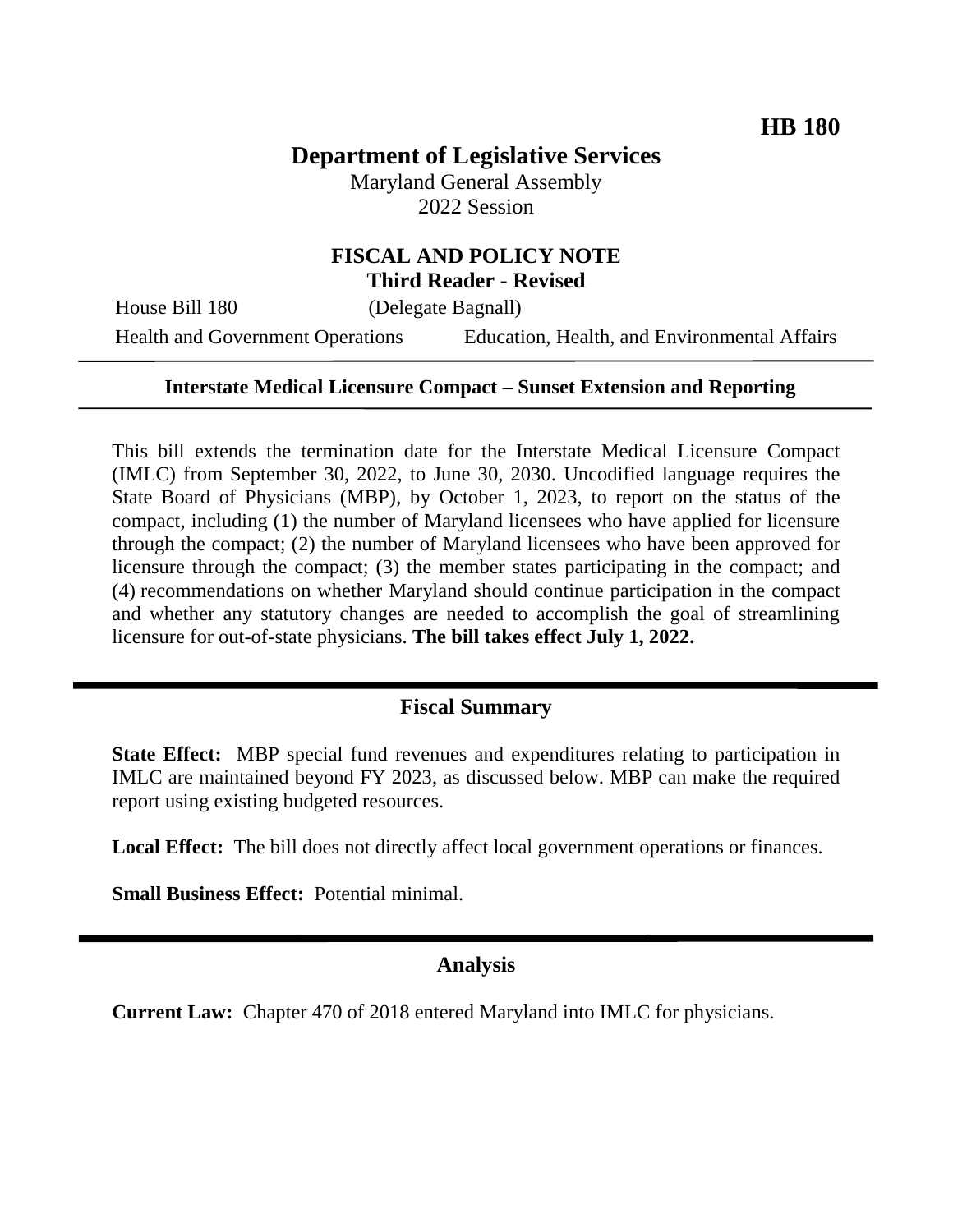**HB 180**

# Department of Legislative Services

Maryland General Assembly
2022 Session

## FISCAL AND POLICY NOTE
### Third Reader - Revised

House Bill 180 (Delegate Bagnall)

Health and Government Operations Education, Health, and Environmental Affairs

---

**Interstate Medical Licensure Compact – Sunset Extension and Reporting**

---

This bill extends the termination date for the Interstate Medical Licensure Compact (IMLC) from September 30, 2022, to June 30, 2030. Uncodified language requires the State Board of Physicians (MBP), by October 1, 2023, to report on the status of the compact, including (1) the number of Maryland licensees who have applied for licensure through the compact; (2) the number of Maryland licensees who have been approved for licensure through the compact; (3) the member states participating in the compact; and (4) recommendations on whether Maryland should continue participation in the compact and whether any statutory changes are needed to accomplish the goal of streamlining licensure for out-of-state physicians. **The bill takes effect July 1, 2022.**

## Fiscal Summary

**State Effect:** MBP special fund revenues and expenditures relating to participation in IMLC are maintained beyond FY 2023, as discussed below. MBP can make the required report using existing budgeted resources.

**Local Effect:** The bill does not directly affect local government operations or finances.

**Small Business Effect:** Potential minimal.

## Analysis

**Current Law:** Chapter 470 of 2018 entered Maryland into IMLC for physicians.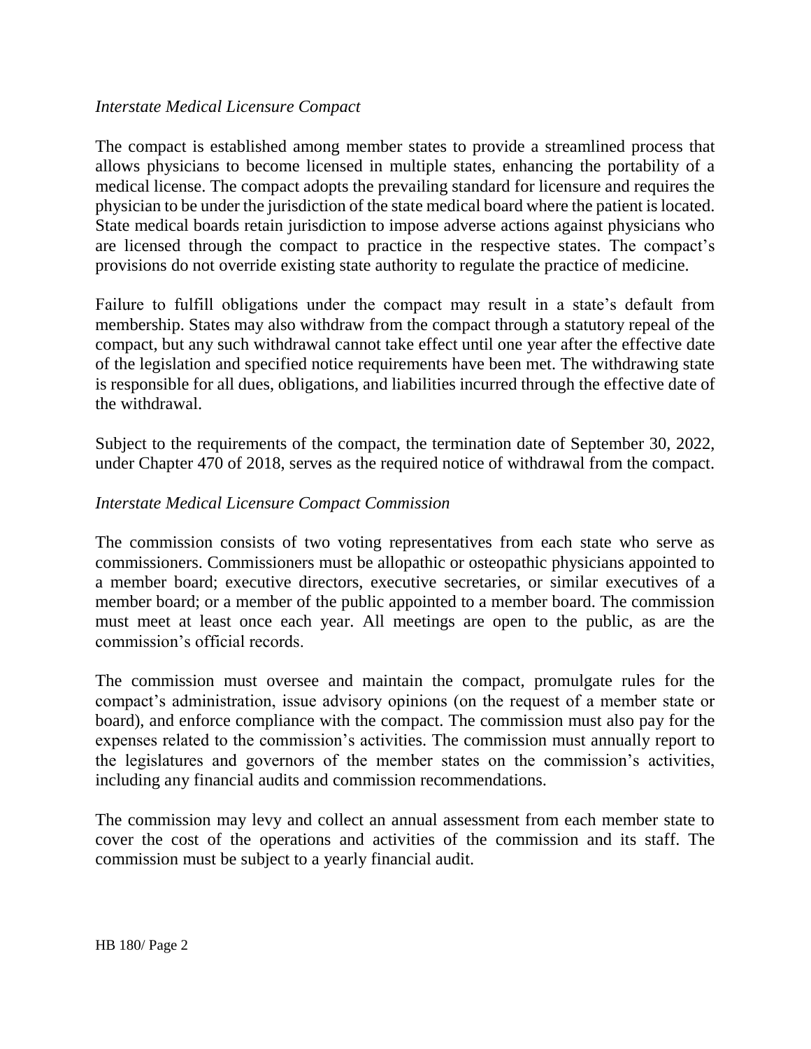*Interstate Medical Licensure Compact*

The compact is established among member states to provide a streamlined process that allows physicians to become licensed in multiple states, enhancing the portability of a medical license. The compact adopts the prevailing standard for licensure and requires the physician to be under the jurisdiction of the state medical board where the patient is located. State medical boards retain jurisdiction to impose adverse actions against physicians who are licensed through the compact to practice in the respective states. The compact's provisions do not override existing state authority to regulate the practice of medicine.

Failure to fulfill obligations under the compact may result in a state's default from membership. States may also withdraw from the compact through a statutory repeal of the compact, but any such withdrawal cannot take effect until one year after the effective date of the legislation and specified notice requirements have been met. The withdrawing state is responsible for all dues, obligations, and liabilities incurred through the effective date of the withdrawal.

Subject to the requirements of the compact, the termination date of September 30, 2022, under Chapter 470 of 2018, serves as the required notice of withdrawal from the compact.

*Interstate Medical Licensure Compact Commission*

The commission consists of two voting representatives from each state who serve as commissioners. Commissioners must be allopathic or osteopathic physicians appointed to a member board; executive directors, executive secretaries, or similar executives of a member board; or a member of the public appointed to a member board. The commission must meet at least once each year. All meetings are open to the public, as are the commission's official records.

The commission must oversee and maintain the compact, promulgate rules for the compact's administration, issue advisory opinions (on the request of a member state or board), and enforce compliance with the compact. The commission must also pay for the expenses related to the commission's activities. The commission must annually report to the legislatures and governors of the member states on the commission's activities, including any financial audits and commission recommendations.

The commission may levy and collect an annual assessment from each member state to cover the cost of the operations and activities of the commission and its staff. The commission must be subject to a yearly financial audit.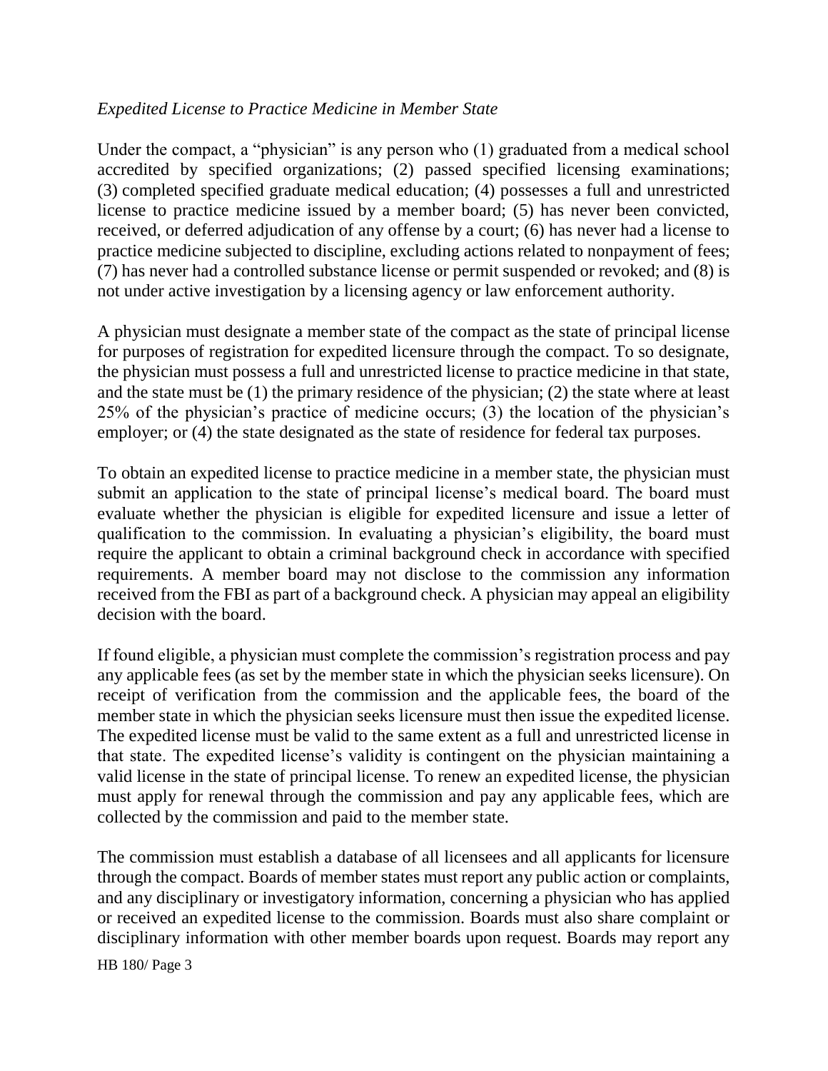*Expedited License to Practice Medicine in Member State*

Under the compact, a "physician" is any person who (1) graduated from a medical school accredited by specified organizations; (2) passed specified licensing examinations; (3) completed specified graduate medical education; (4) possesses a full and unrestricted license to practice medicine issued by a member board; (5) has never been convicted, received, or deferred adjudication of any offense by a court; (6) has never had a license to practice medicine subjected to discipline, excluding actions related to nonpayment of fees; (7) has never had a controlled substance license or permit suspended or revoked; and (8) is not under active investigation by a licensing agency or law enforcement authority.

A physician must designate a member state of the compact as the state of principal license for purposes of registration for expedited licensure through the compact. To so designate, the physician must possess a full and unrestricted license to practice medicine in that state, and the state must be (1) the primary residence of the physician; (2) the state where at least 25% of the physician's practice of medicine occurs; (3) the location of the physician's employer; or (4) the state designated as the state of residence for federal tax purposes.

To obtain an expedited license to practice medicine in a member state, the physician must submit an application to the state of principal license's medical board. The board must evaluate whether the physician is eligible for expedited licensure and issue a letter of qualification to the commission. In evaluating a physician's eligibility, the board must require the applicant to obtain a criminal background check in accordance with specified requirements. A member board may not disclose to the commission any information received from the FBI as part of a background check. A physician may appeal an eligibility decision with the board.

If found eligible, a physician must complete the commission's registration process and pay any applicable fees (as set by the member state in which the physician seeks licensure). On receipt of verification from the commission and the applicable fees, the board of the member state in which the physician seeks licensure must then issue the expedited license. The expedited license must be valid to the same extent as a full and unrestricted license in that state. The expedited license's validity is contingent on the physician maintaining a valid license in the state of principal license. To renew an expedited license, the physician must apply for renewal through the commission and pay any applicable fees, which are collected by the commission and paid to the member state.

The commission must establish a database of all licensees and all applicants for licensure through the compact. Boards of member states must report any public action or complaints, and any disciplinary or investigatory information, concerning a physician who has applied or received an expedited license to the commission. Boards must also share complaint or disciplinary information with other member boards upon request. Boards may report any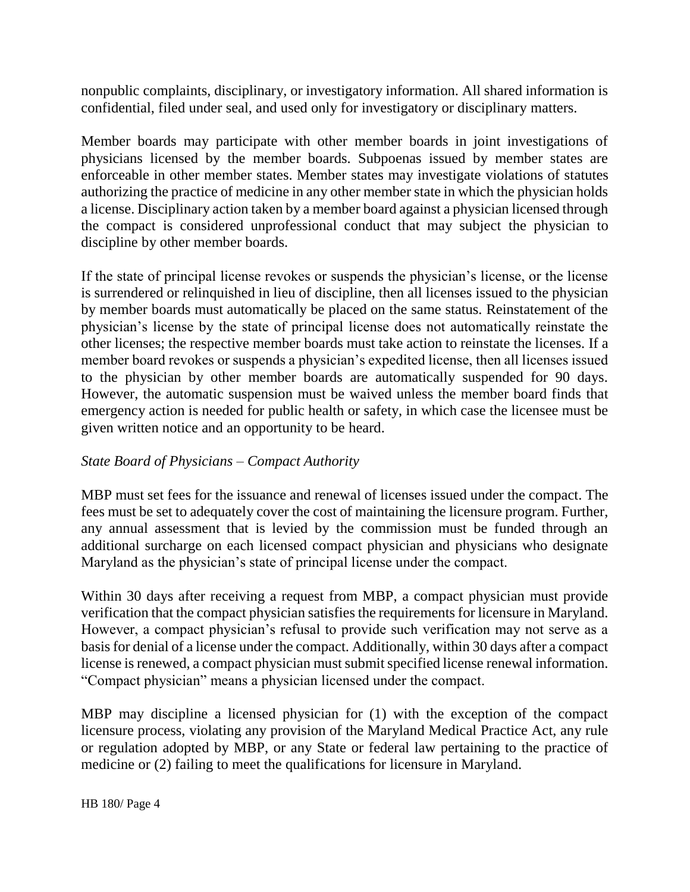nonpublic complaints, disciplinary, or investigatory information. All shared information is confidential, filed under seal, and used only for investigatory or disciplinary matters.

Member boards may participate with other member boards in joint investigations of physicians licensed by the member boards. Subpoenas issued by member states are enforceable in other member states. Member states may investigate violations of statutes authorizing the practice of medicine in any other member state in which the physician holds a license. Disciplinary action taken by a member board against a physician licensed through the compact is considered unprofessional conduct that may subject the physician to discipline by other member boards.

If the state of principal license revokes or suspends the physician's license, or the license is surrendered or relinquished in lieu of discipline, then all licenses issued to the physician by member boards must automatically be placed on the same status. Reinstatement of the physician's license by the state of principal license does not automatically reinstate the other licenses; the respective member boards must take action to reinstate the licenses. If a member board revokes or suspends a physician's expedited license, then all licenses issued to the physician by other member boards are automatically suspended for 90 days. However, the automatic suspension must be waived unless the member board finds that emergency action is needed for public health or safety, in which case the licensee must be given written notice and an opportunity to be heard.

*State Board of Physicians – Compact Authority*

MBP must set fees for the issuance and renewal of licenses issued under the compact. The fees must be set to adequately cover the cost of maintaining the licensure program. Further, any annual assessment that is levied by the commission must be funded through an additional surcharge on each licensed compact physician and physicians who designate Maryland as the physician's state of principal license under the compact.

Within 30 days after receiving a request from MBP, a compact physician must provide verification that the compact physician satisfies the requirements for licensure in Maryland. However, a compact physician's refusal to provide such verification may not serve as a basis for denial of a license under the compact. Additionally, within 30 days after a compact license is renewed, a compact physician must submit specified license renewal information. "Compact physician" means a physician licensed under the compact.

MBP may discipline a licensed physician for (1) with the exception of the compact licensure process, violating any provision of the Maryland Medical Practice Act, any rule or regulation adopted by MBP, or any State or federal law pertaining to the practice of medicine or (2) failing to meet the qualifications for licensure in Maryland.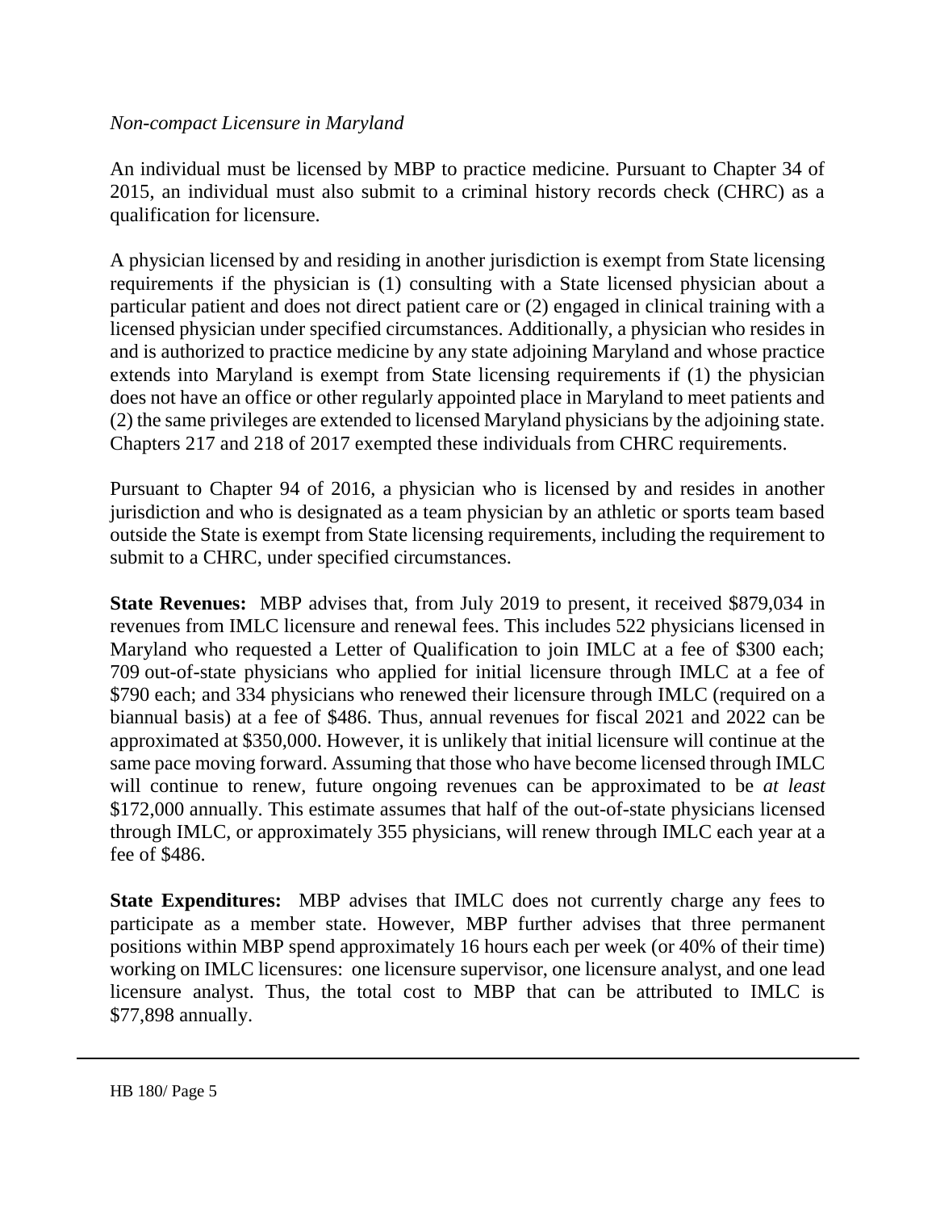*Non-compact Licensure in Maryland*

An individual must be licensed by MBP to practice medicine. Pursuant to Chapter 34 of 2015, an individual must also submit to a criminal history records check (CHRC) as a qualification for licensure.

A physician licensed by and residing in another jurisdiction is exempt from State licensing requirements if the physician is (1) consulting with a State licensed physician about a particular patient and does not direct patient care or (2) engaged in clinical training with a licensed physician under specified circumstances. Additionally, a physician who resides in and is authorized to practice medicine by any state adjoining Maryland and whose practice extends into Maryland is exempt from State licensing requirements if (1) the physician does not have an office or other regularly appointed place in Maryland to meet patients and (2) the same privileges are extended to licensed Maryland physicians by the adjoining state. Chapters 217 and 218 of 2017 exempted these individuals from CHRC requirements.

Pursuant to Chapter 94 of 2016, a physician who is licensed by and resides in another jurisdiction and who is designated as a team physician by an athletic or sports team based outside the State is exempt from State licensing requirements, including the requirement to submit to a CHRC, under specified circumstances.

**State Revenues:** MBP advises that, from July 2019 to present, it received $879,034 in revenues from IMLC licensure and renewal fees. This includes 522 physicians licensed in Maryland who requested a Letter of Qualification to join IMLC at a fee of $300 each; 709 out-of-state physicians who applied for initial licensure through IMLC at a fee of $790 each; and 334 physicians who renewed their licensure through IMLC (required on a biannual basis) at a fee of $486. Thus, annual revenues for fiscal 2021 and 2022 can be approximated at $350,000. However, it is unlikely that initial licensure will continue at the same pace moving forward. Assuming that those who have become licensed through IMLC will continue to renew, future ongoing revenues can be approximated to be *at least* $172,000 annually. This estimate assumes that half of the out-of-state physicians licensed through IMLC, or approximately 355 physicians, will renew through IMLC each year at a fee of $486.

**State Expenditures:** MBP advises that IMLC does not currently charge any fees to participate as a member state. However, MBP further advises that three permanent positions within MBP spend approximately 16 hours each per week (or 40% of their time) working on IMLC licensures: one licensure supervisor, one licensure analyst, and one lead licensure analyst. Thus, the total cost to MBP that can be attributed to IMLC is $77,898 annually.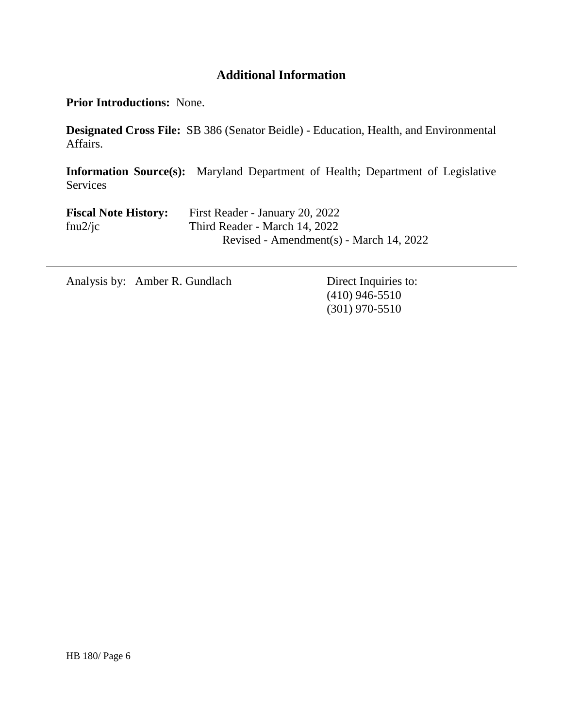## Additional Information

**Prior Introductions:** None.

**Designated Cross File:** SB 386 (Senator Beidle) - Education, Health, and Environmental Affairs.

**Information Source(s):** Maryland Department of Health; Department of Legislative Services

**Fiscal Note History:** First Reader - January 20, 2022
fnu2/jc Third Reader - March 14, 2022
Revised - Amendment(s) - March 14, 2022

---

Analysis by: Amber R. Gundlach

Direct Inquiries to:
(410) 946-5510
(301) 970-5510